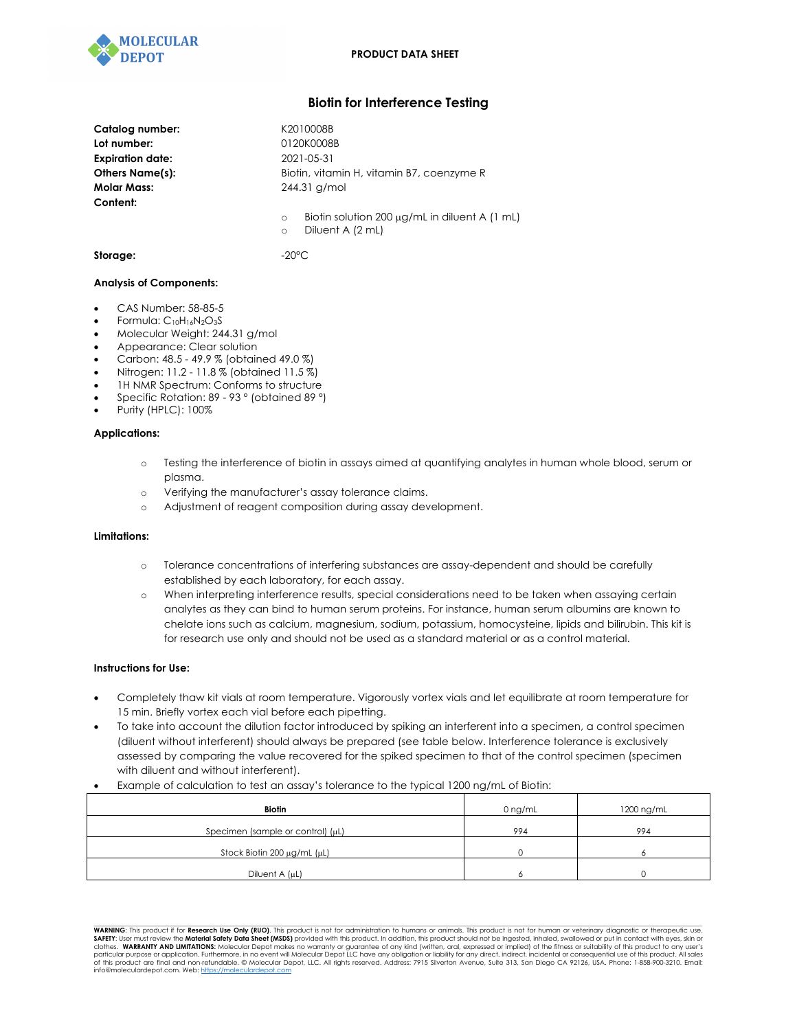PRODUCT DATA SHEET

# Biotin for Interference Testing

**Catalog number:** K2010008B
**Lot number:** 0120K0008B
**Expiration date:** 2021-05-31
**Others Name(s):** Biotin, vitamin H, vitamin B7, coenzyme R
**Molar Mass:** 244.31 g/mol
**Content:**

- Biotin solution 200 µg/mL in diluent A (1 mL)
- Diluent A (2 mL)

**Storage:** -20°C

**Analysis of Components:**

- CAS Number: 58-85-5
- Formula: $C_{10}H_{16}N_2O_3S$
- Molecular Weight: 244.31 g/mol
- Appearance: Clear solution
- Carbon: 48.5 - 49.9 % (obtained 49.0 %)
- Nitrogen: 11.2 - 11.8 % (obtained 11.5 %)
- 1H NMR Spectrum: Conforms to structure
- Specific Rotation: 89 - 93 ° (obtained 89 °)
- Purity (HPLC): 100%

**Applications:**

- Testing the interference of biotin in assays aimed at quantifying analytes in human whole blood, serum or plasma.
- Verifying the manufacturer's assay tolerance claims.
- Adjustment of reagent composition during assay development.

**Limitations:**

- Tolerance concentrations of interfering substances are assay-dependent and should be carefully established by each laboratory, for each assay.
- When interpreting interference results, special considerations need to be taken when assaying certain analytes as they can bind to human serum proteins. For instance, human serum albumins are known to chelate ions such as calcium, magnesium, sodium, potassium, homocysteine, lipids and bilirubin. This kit is for research use only and should not be used as a standard material or as a control material.

**Instructions for Use:**

- Completely thaw kit vials at room temperature. Vigorously vortex vials and let equilibrate at room temperature for 15 min. Briefly vortex each vial before each pipetting.
- To take into account the dilution factor introduced by spiking an interferent into a specimen, a control specimen (diluent without interferent) should always be prepared (see table below. Interference tolerance is exclusively assessed by comparing the value recovered for the spiked specimen to that of the control specimen (specimen with diluent and without interferent).
- Example of calculation to test an assay's tolerance to the typical 1200 ng/mL of Biotin:

| Biotin | 0 ng/mL | 1200 ng/mL |
|---|---|---|
| Specimen (sample or control) (µL) | 994 | 994 |
| Stock Biotin 200 µg/mL (µL) | 0 | 6 |
| Diluent A (µL) | 6 | 0 |

**WARNING**: This product if for **Research Use Only (RUO)**. This product is not for administration to humans or animals. This product is not for human or veterinary diagnostic or therapeutic use. **SAFETY**: User must review the **Material Safety Data Sheet (MSDS)** provided with this product. In addition, this product should not be ingested, inhaled, swallowed or put in contact with eyes, skin or clothes. **WARRANTY AND LIMITATIONS:** Molecular Depot makes no warranty or guarantee of any kind (written, oral, expressed or implied) of the fitness or suitability of this product to any user's particular purpose or application. Furthermore, in no event will Molecular Depot LLC have any obligation or liability for any direct, indirect, incidental or consequential use of this product. All sales of this product are final and non-refundable. © Molecular Depot, LLC. All rights reserved. Address: 7915 Silverton Avenue, Suite 313, San Diego CA 92126, USA. Phone: 1-858-900-3210. Email: info@moleculardepot.com. Web: https://moleculardepot.com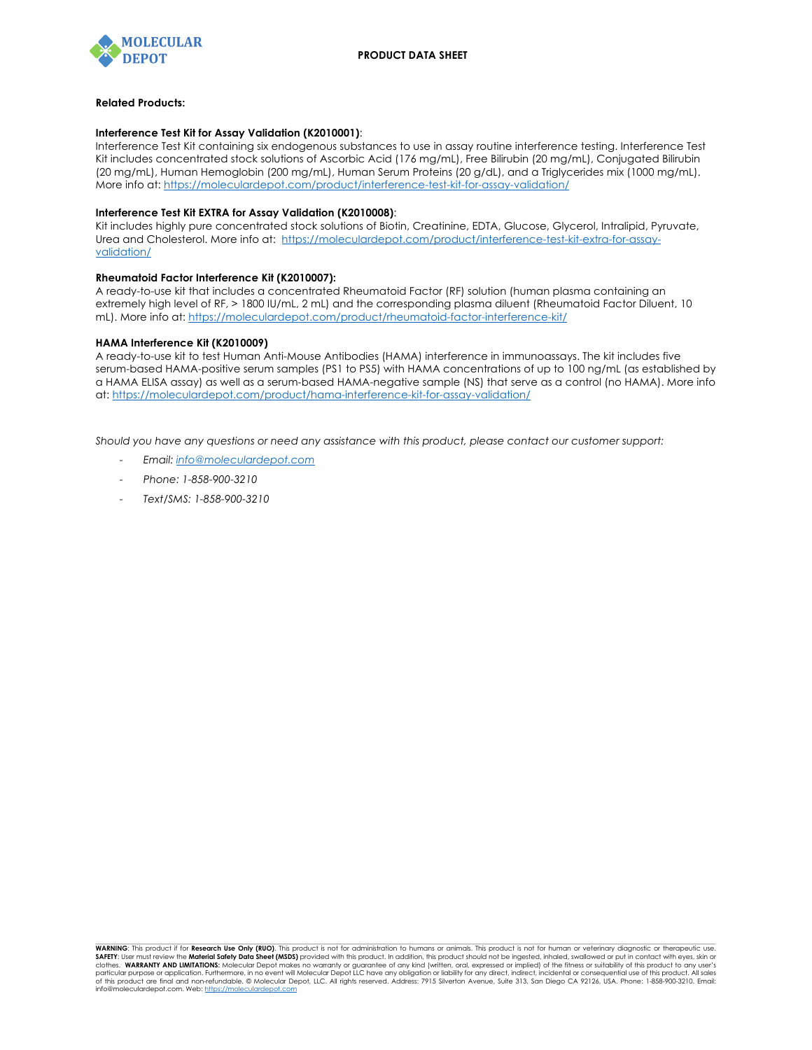**Related Products:**

**Interference Test Kit for Assay Validation (K2010001)**:
Interference Test Kit containing six endogenous substances to use in assay routine interference testing. Interference Test Kit includes concentrated stock solutions of Ascorbic Acid (176 mg/mL), Free Bilirubin (20 mg/mL), Conjugated Bilirubin (20 mg/mL), Human Hemoglobin (200 mg/mL), Human Serum Proteins (20 g/dL), and a Triglycerides mix (1000 mg/mL). More info at: https://moleculardepot.com/product/interference-test-kit-for-assay-validation/

**Interference Test Kit EXTRA for Assay Validation (K2010008)**:
Kit includes highly pure concentrated stock solutions of Biotin, Creatinine, EDTA, Glucose, Glycerol, Intralipid, Pyruvate, Urea and Cholesterol. More info at: https://moleculardepot.com/product/interference-test-kit-extra-for-assay-validation/

**Rheumatoid Factor Interference Kit (K2010007):**
A ready-to-use kit that includes a concentrated Rheumatoid Factor (RF) solution (human plasma containing an extremely high level of RF, > 1800 IU/mL, 2 mL) and the corresponding plasma diluent (Rheumatoid Factor Diluent, 10 mL). More info at: https://moleculardepot.com/product/rheumatoid-factor-interference-kit/

**HAMA Interference Kit (K2010009)**
A ready-to-use kit to test Human Anti-Mouse Antibodies (HAMA) interference in immunoassays. The kit includes five serum-based HAMA-positive serum samples (PS1 to PS5) with HAMA concentrations of up to 100 ng/mL (as established by a HAMA ELISA assay) as well as a serum-based HAMA-negative sample (NS) that serve as a control (no HAMA). More info at: https://moleculardepot.com/product/hama-interference-kit-for-assay-validation/

*Should you have any questions or need any assistance with this product, please contact our customer support:*

- *Email: info@moleculardepot.com*
- *Phone: 1-858-900-3210*
- *Text/SMS: 1-858-900-3210*

**WARNING**: This product if for **Research Use Only (RUO)**. This product is not for administration to humans or animals. This product is not for human or veterinary diagnostic or therapeutic use. **SAFETY**: User must review the **Material Safety Data Sheet (MSDS)** provided with this product. In addition, this product should not be ingested, inhaled, swallowed or put in contact with eyes, skin or clothes. **WARRANTY AND LIMITATIONS:** Molecular Depot makes no warranty or guarantee of any kind (written, oral, expressed or implied) of the fitness or suitability of this product to any user's particular purpose or application. Furthermore, in no event will Molecular Depot LLC have any obligation or liability for any direct, indirect, incidental or consequential use of this product. All sales of this product are final and non-refundable. © Molecular Depot, LLC. All rights reserved. Address: 7915 Silverton Avenue, Suite 313, San Diego CA 92126, USA. Phone: 1-858-900-3210. Email: info@moleculardepot.com. Web: https://moleculardepot.com